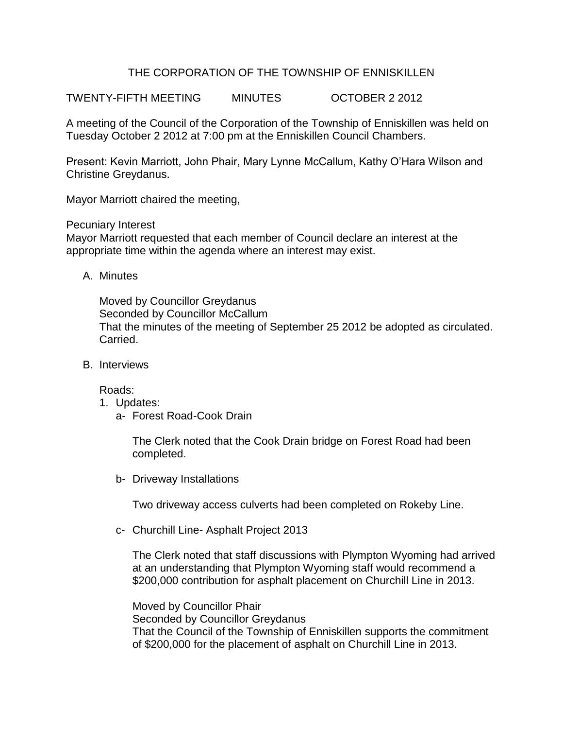# THE CORPORATION OF THE TOWNSHIP OF ENNISKILLEN

TWENTY-FIFTH MEETING MINUTES OCTOBER 2 2012

A meeting of the Council of the Corporation of the Township of Enniskillen was held on Tuesday October 2 2012 at 7:00 pm at the Enniskillen Council Chambers.

Present: Kevin Marriott, John Phair, Mary Lynne McCallum, Kathy O'Hara Wilson and Christine Greydanus.

Mayor Marriott chaired the meeting,

Pecuniary Interest
Mayor Marriott requested that each member of Council declare an interest at the appropriate time within the agenda where an interest may exist.

A. Minutes

   Moved by Councillor Greydanus
   Seconded by Councillor McCallum
   That the minutes of the meeting of September 25 2012 be adopted as circulated.
   Carried.

B. Interviews

   Roads:

   1. Updates:

      a- Forest Road-Cook Drain

         The Clerk noted that the Cook Drain bridge on Forest Road had been completed.

      b- Driveway Installations

         Two driveway access culverts had been completed on Rokeby Line.

      c- Churchill Line- Asphalt Project 2013

         The Clerk noted that staff discussions with Plympton Wyoming had arrived at an understanding that Plympton Wyoming staff would recommend a $200,000 contribution for asphalt placement on Churchill Line in 2013.

         Moved by Councillor Phair
         Seconded by Councillor Greydanus
         That the Council of the Township of Enniskillen supports the commitment of $200,000 for the placement of asphalt on Churchill Line in 2013.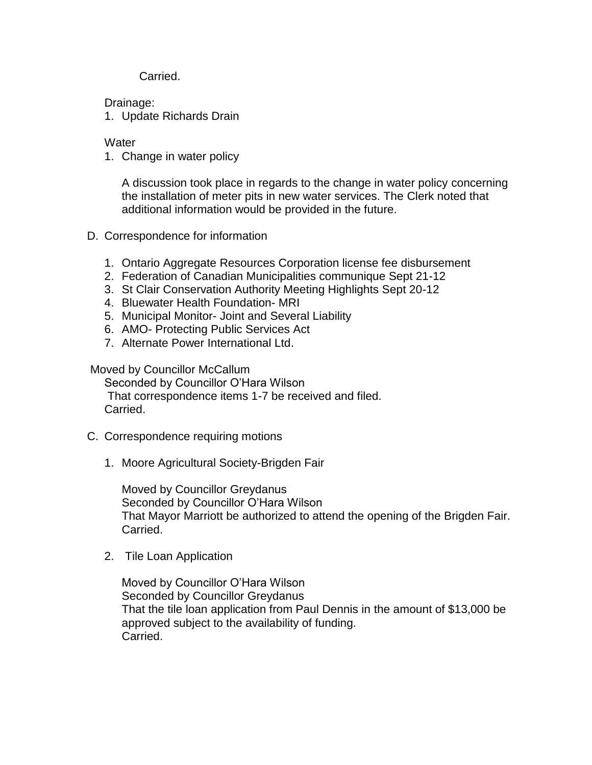Carried.

Drainage:

1. Update Richards Drain

Water

1. Change in water policy

   A discussion took place in regards to the change in water policy concerning the installation of meter pits in new water services. The Clerk noted that additional information would be provided in the future.

D. Correspondence for information

   1. Ontario Aggregate Resources Corporation license fee disbursement
   2. Federation of Canadian Municipalities communique Sept 21-12
   3. St Clair Conservation Authority Meeting Highlights Sept 20-12
   4. Bluewater Health Foundation- MRI
   5. Municipal Monitor- Joint and Several Liability
   6. AMO- Protecting Public Services Act
   7. Alternate Power International Ltd.

Moved by Councillor McCallum
Seconded by Councillor O'Hara Wilson
That correspondence items 1-7 be received and filed.
Carried.

C. Correspondence requiring motions

   1. Moore Agricultural Society-Brigden Fair

      Moved by Councillor Greydanus
      Seconded by Councillor O'Hara Wilson
      That Mayor Marriott be authorized to attend the opening of the Brigden Fair.
      Carried.

   2. Tile Loan Application

      Moved by Councillor O'Hara Wilson
      Seconded by Councillor Greydanus
      That the tile loan application from Paul Dennis in the amount of $13,000 be approved subject to the availability of funding.
      Carried.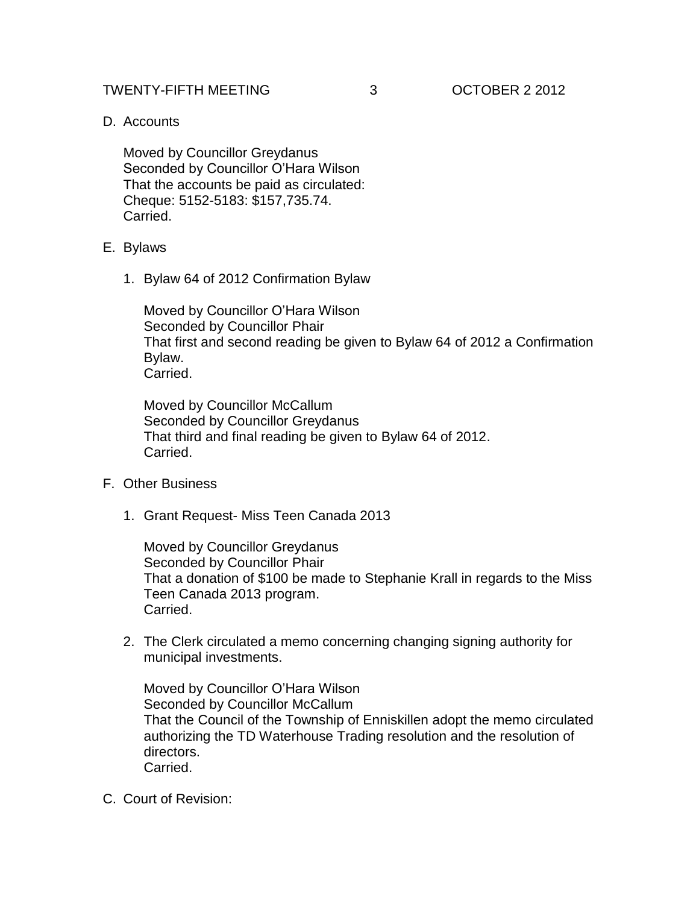D. Accounts

Moved by Councillor Greydanus
Seconded by Councillor O'Hara Wilson
That the accounts be paid as circulated:
Cheque: 5152-5183: $157,735.74.
Carried.

E. Bylaws

1. Bylaw 64 of 2012 Confirmation Bylaw

   Moved by Councillor O'Hara Wilson
   Seconded by Councillor Phair
   That first and second reading be given to Bylaw 64 of 2012 a Confirmation Bylaw.
   Carried.

   Moved by Councillor McCallum
   Seconded by Councillor Greydanus
   That third and final reading be given to Bylaw 64 of 2012.
   Carried.

F. Other Business

1. Grant Request- Miss Teen Canada 2013

   Moved by Councillor Greydanus
   Seconded by Councillor Phair
   That a donation of $100 be made to Stephanie Krall in regards to the Miss Teen Canada 2013 program.
   Carried.

2. The Clerk circulated a memo concerning changing signing authority for municipal investments.

   Moved by Councillor O'Hara Wilson
   Seconded by Councillor McCallum
   That the Council of the Township of Enniskillen adopt the memo circulated authorizing the TD Waterhouse Trading resolution and the resolution of directors.
   Carried.

C. Court of Revision: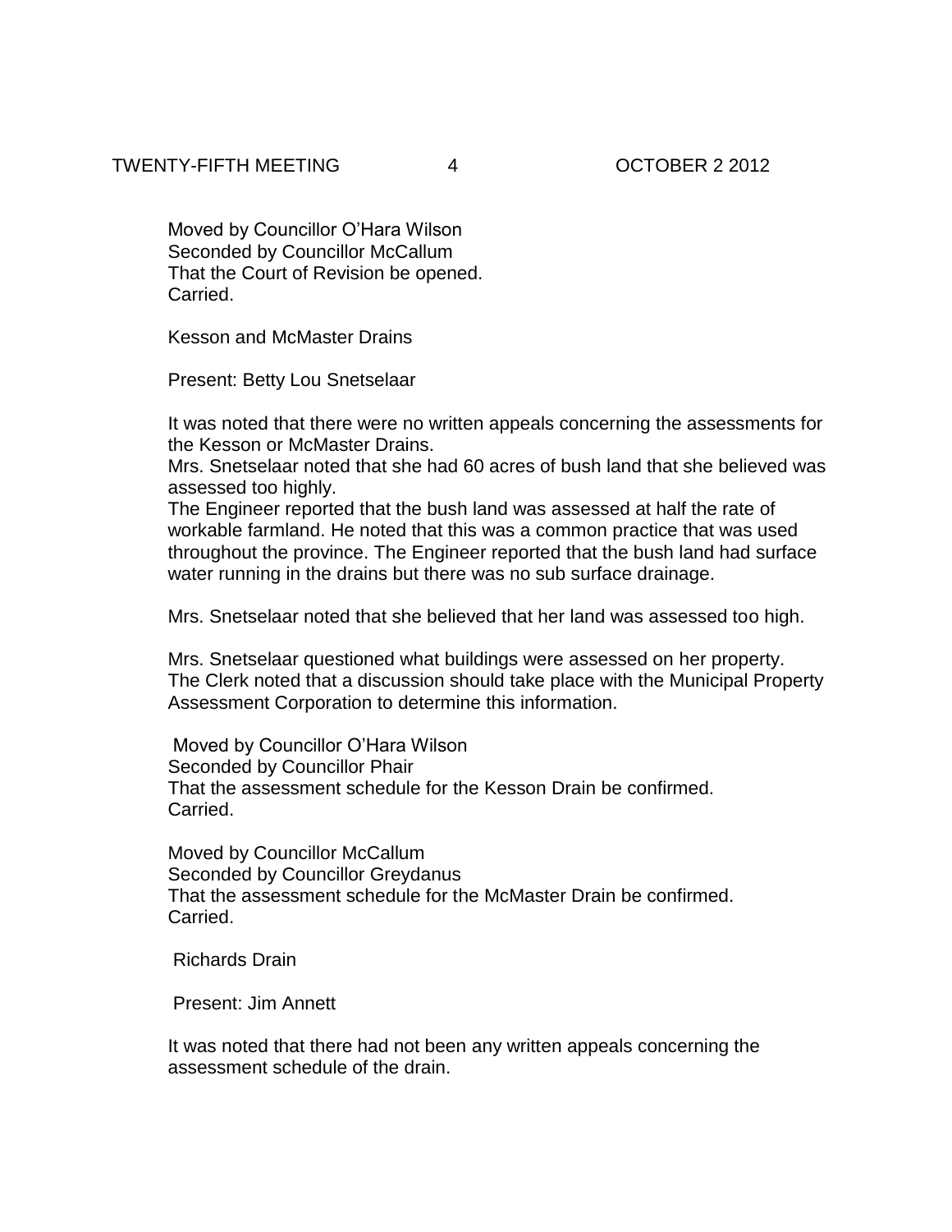Moved by Councillor O'Hara Wilson
Seconded by Councillor McCallum
That the Court of Revision be opened.
Carried.

Kesson and McMaster Drains

Present: Betty Lou Snetselaar

It was noted that there were no written appeals concerning the assessments for the Kesson or McMaster Drains.
Mrs. Snetselaar noted that she had 60 acres of bush land that she believed was assessed too highly.
The Engineer reported that the bush land was assessed at half the rate of workable farmland. He noted that this was a common practice that was used throughout the province. The Engineer reported that the bush land had surface water running in the drains but there was no sub surface drainage.

Mrs. Snetselaar noted that she believed that her land was assessed too high.

Mrs. Snetselaar questioned what buildings were assessed on her property.
The Clerk noted that a discussion should take place with the Municipal Property Assessment Corporation to determine this information.

Moved by Councillor O'Hara Wilson
Seconded by Councillor Phair
That the assessment schedule for the Kesson Drain be confirmed.
Carried.

Moved by Councillor McCallum
Seconded by Councillor Greydanus
That the assessment schedule for the McMaster Drain be confirmed.
Carried.

Richards Drain

Present: Jim Annett

It was noted that there had not been any written appeals concerning the assessment schedule of the drain.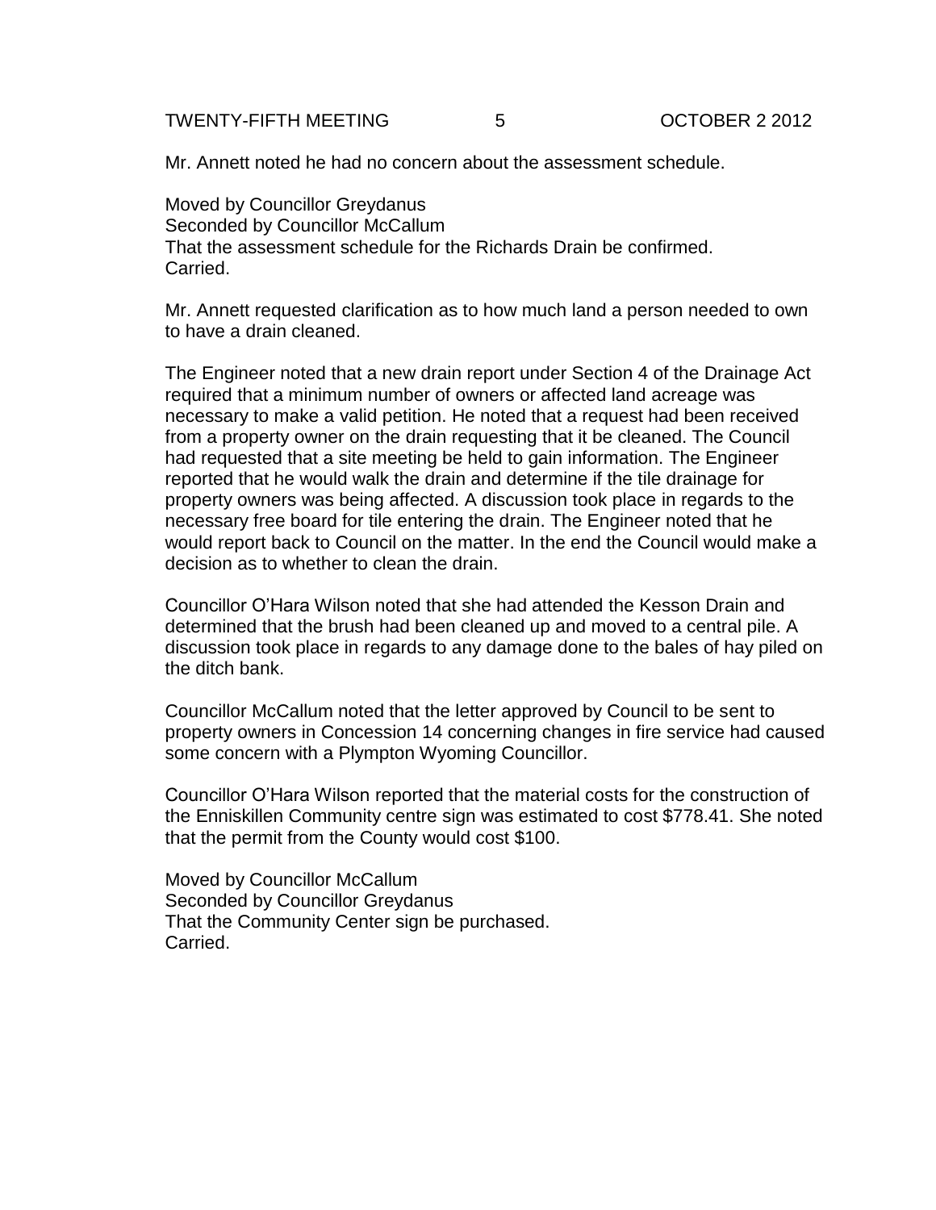Mr. Annett noted he had no concern about the assessment schedule.

Moved by Councillor Greydanus
Seconded by Councillor McCallum
That the assessment schedule for the Richards Drain be confirmed.
Carried.

Mr. Annett requested clarification as to how much land a person needed to own to have a drain cleaned.

The Engineer noted that a new drain report under Section 4 of the Drainage Act required that a minimum number of owners or affected land acreage was necessary to make a valid petition. He noted that a request had been received from a property owner on the drain requesting that it be cleaned. The Council had requested that a site meeting be held to gain information. The Engineer reported that he would walk the drain and determine if the tile drainage for property owners was being affected. A discussion took place in regards to the necessary free board for tile entering the drain. The Engineer noted that he would report back to Council on the matter. In the end the Council would make a decision as to whether to clean the drain.

Councillor O'Hara Wilson noted that she had attended the Kesson Drain and determined that the brush had been cleaned up and moved to a central pile. A discussion took place in regards to any damage done to the bales of hay piled on the ditch bank.

Councillor McCallum noted that the letter approved by Council to be sent to property owners in Concession 14 concerning changes in fire service had caused some concern with a Plympton Wyoming Councillor.

Councillor O'Hara Wilson reported that the material costs for the construction of the Enniskillen Community centre sign was estimated to cost $778.41. She noted that the permit from the County would cost $100.

Moved by Councillor McCallum
Seconded by Councillor Greydanus
That the Community Center sign be purchased.
Carried.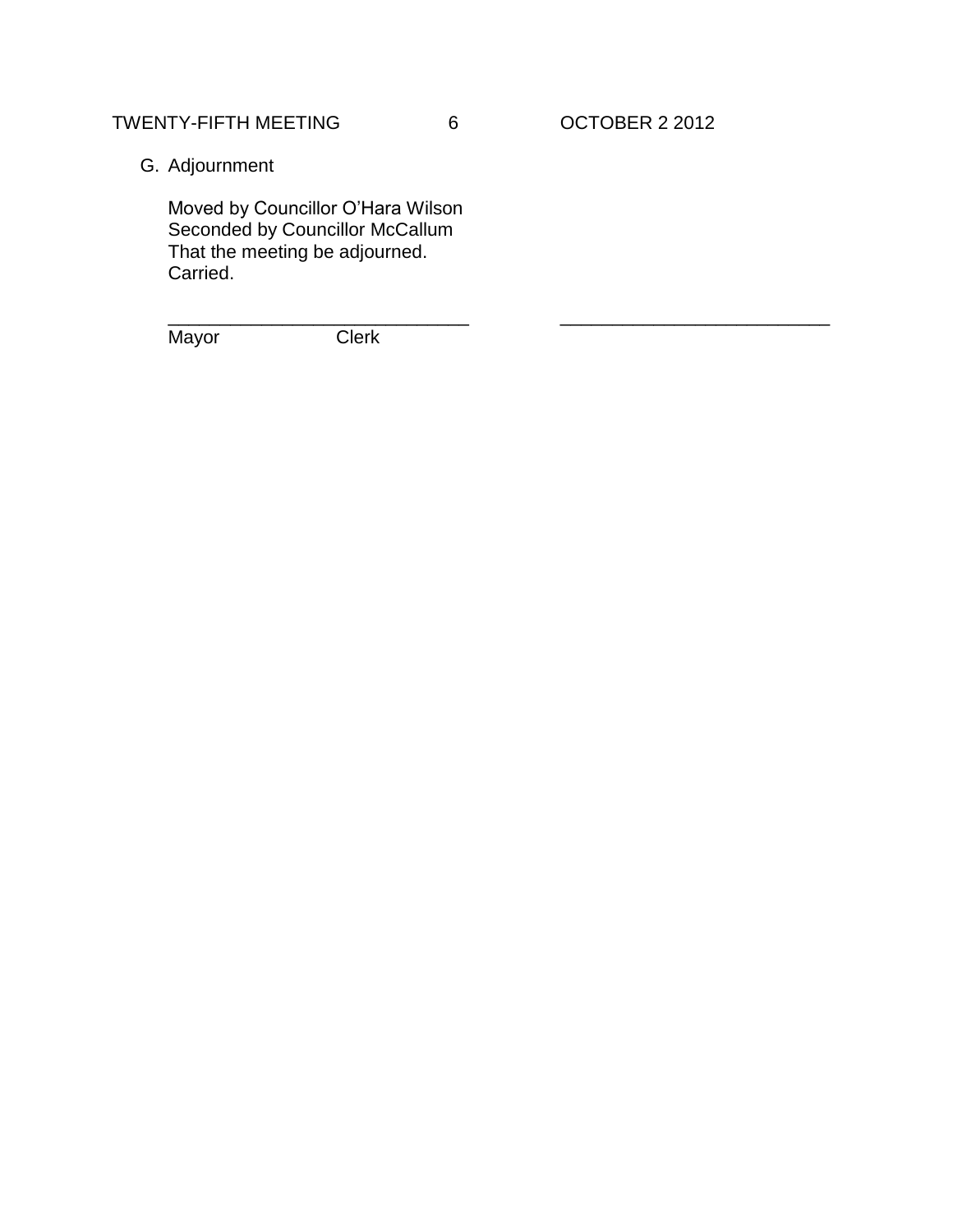G. Adjournment

Moved by Councillor O'Hara Wilson
Seconded by Councillor McCallum
That the meeting be adjourned.
Carried.

______________________________ ______________________________
Mayor Clerk